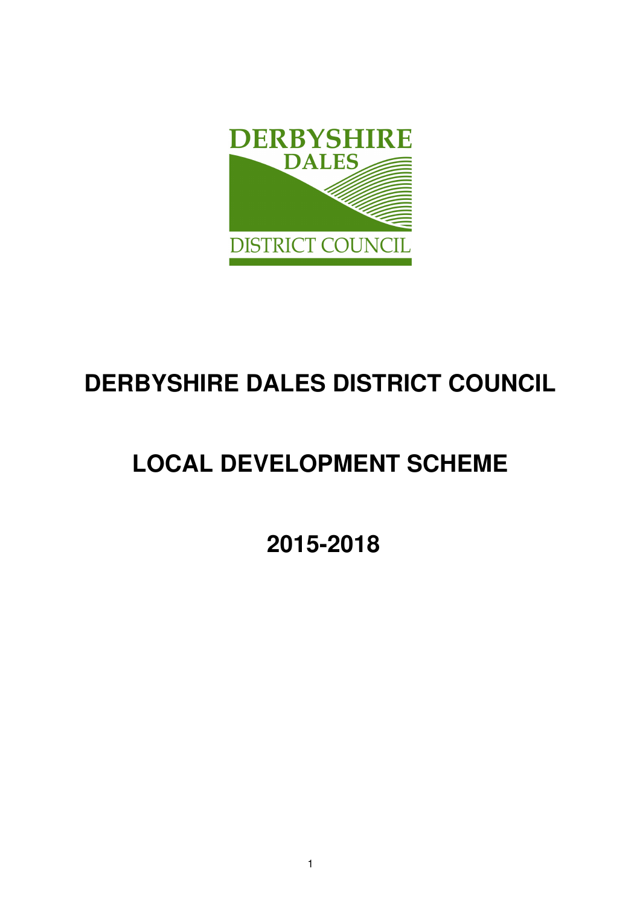# DERBYSHIRE DALES DISTRICT COUNCIL

# LOCAL DEVELOPMENT SCHEME

# 2015-2018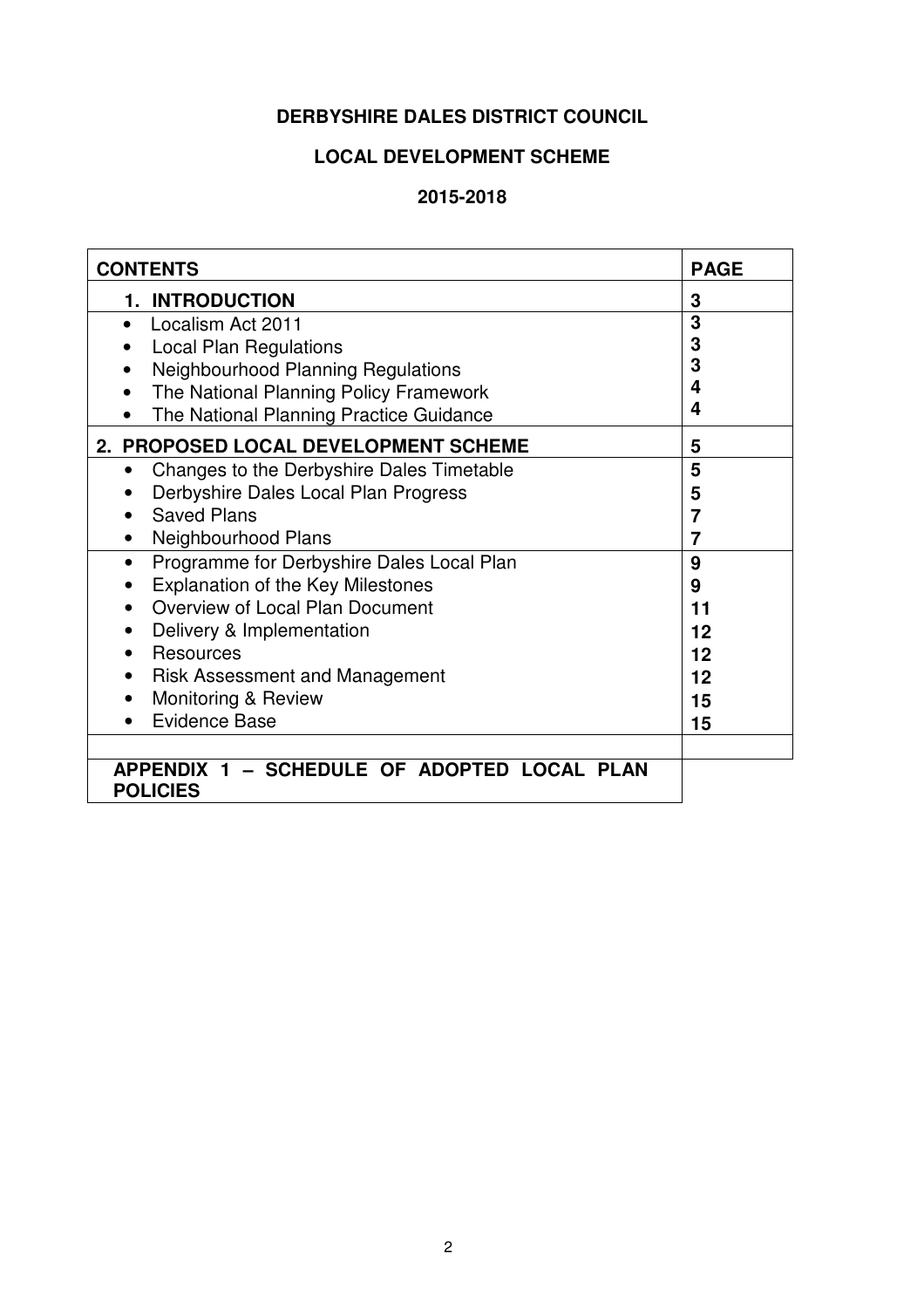**DERBYSHIRE DALES DISTRICT COUNCIL**

**LOCAL DEVELOPMENT SCHEME**

**2015-2018**

| CONTENTS | PAGE |
|---|---|
| **1. INTRODUCTION** | **3** |
| • Localism Act 2011 | **3** |
| • Local Plan Regulations | **3** |
| • Neighbourhood Planning Regulations | **3** |
| • The National Planning Policy Framework | **4** |
| • The National Planning Practice Guidance | **4** |
| **2. PROPOSED LOCAL DEVELOPMENT SCHEME** | **5** |
| • Changes to the Derbyshire Dales Timetable | **5** |
| • Derbyshire Dales Local Plan Progress | **5** |
| • Saved Plans | **7** |
| • Neighbourhood Plans | **7** |
| • Programme for Derbyshire Dales Local Plan | **9** |
| • Explanation of the Key Milestones | **9** |
| • Overview of Local Plan Document | **11** |
| • Delivery & Implementation | **12** |
| • Resources | **12** |
| • Risk Assessment and Management | **12** |
| • Monitoring & Review | **15** |
| • Evidence Base | **15** |
| | |
| **APPENDIX 1 – SCHEDULE OF ADOPTED LOCAL PLAN POLICIES** | |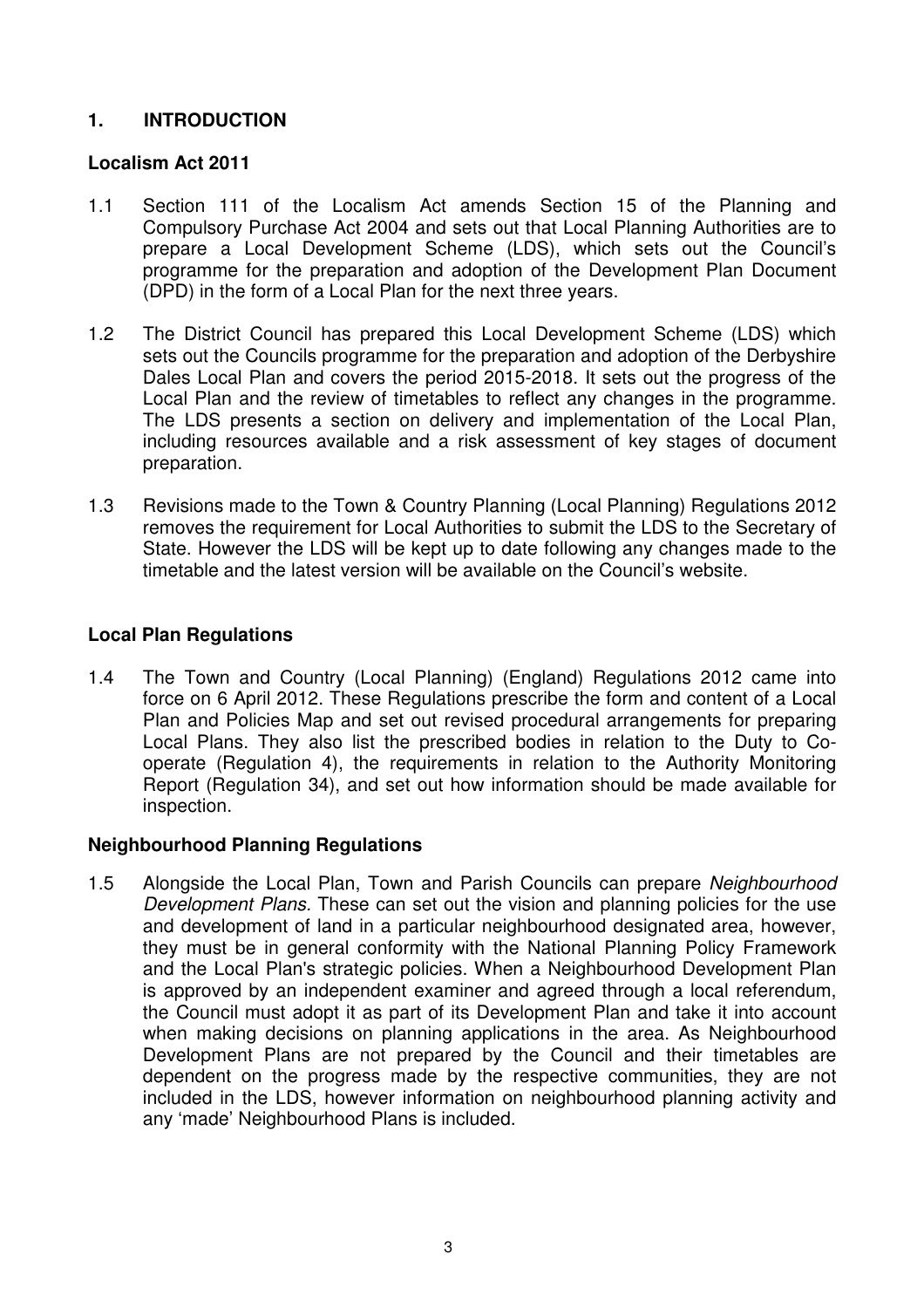# 1. INTRODUCTION

## Localism Act 2011

1.1 Section 111 of the Localism Act amends Section 15 of the Planning and Compulsory Purchase Act 2004 and sets out that Local Planning Authorities are to prepare a Local Development Scheme (LDS), which sets out the Council's programme for the preparation and adoption of the Development Plan Document (DPD) in the form of a Local Plan for the next three years.

1.2 The District Council has prepared this Local Development Scheme (LDS) which sets out the Councils programme for the preparation and adoption of the Derbyshire Dales Local Plan and covers the period 2015-2018. It sets out the progress of the Local Plan and the review of timetables to reflect any changes in the programme. The LDS presents a section on delivery and implementation of the Local Plan, including resources available and a risk assessment of key stages of document preparation.

1.3 Revisions made to the Town & Country Planning (Local Planning) Regulations 2012 removes the requirement for Local Authorities to submit the LDS to the Secretary of State. However the LDS will be kept up to date following any changes made to the timetable and the latest version will be available on the Council's website.

## Local Plan Regulations

1.4 The Town and Country (Local Planning) (England) Regulations 2012 came into force on 6 April 2012. These Regulations prescribe the form and content of a Local Plan and Policies Map and set out revised procedural arrangements for preparing Local Plans. They also list the prescribed bodies in relation to the Duty to Co-operate (Regulation 4), the requirements in relation to the Authority Monitoring Report (Regulation 34), and set out how information should be made available for inspection.

## Neighbourhood Planning Regulations

1.5 Alongside the Local Plan, Town and Parish Councils can prepare *Neighbourhood Development Plans.* These can set out the vision and planning policies for the use and development of land in a particular neighbourhood designated area, however, they must be in general conformity with the National Planning Policy Framework and the Local Plan's strategic policies. When a Neighbourhood Development Plan is approved by an independent examiner and agreed through a local referendum, the Council must adopt it as part of its Development Plan and take it into account when making decisions on planning applications in the area. As Neighbourhood Development Plans are not prepared by the Council and their timetables are dependent on the progress made by the respective communities, they are not included in the LDS, however information on neighbourhood planning activity and any 'made' Neighbourhood Plans is included.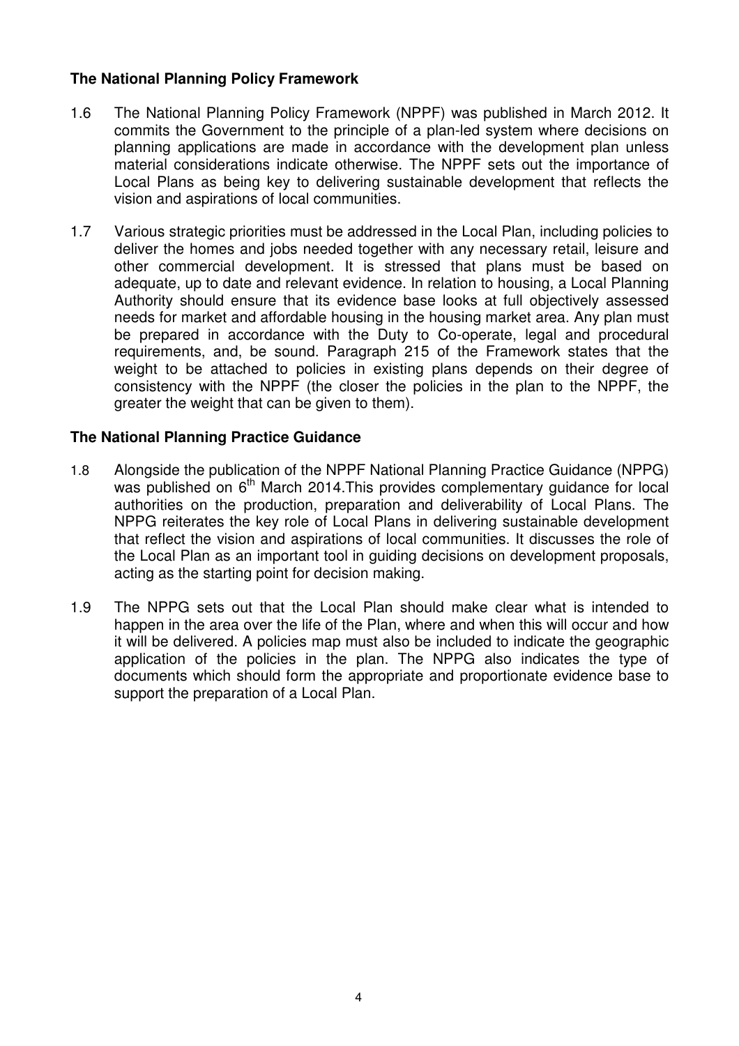## The National Planning Policy Framework

1.6 The National Planning Policy Framework (NPPF) was published in March 2012. It commits the Government to the principle of a plan-led system where decisions on planning applications are made in accordance with the development plan unless material considerations indicate otherwise. The NPPF sets out the importance of Local Plans as being key to delivering sustainable development that reflects the vision and aspirations of local communities.

1.7 Various strategic priorities must be addressed in the Local Plan, including policies to deliver the homes and jobs needed together with any necessary retail, leisure and other commercial development. It is stressed that plans must be based on adequate, up to date and relevant evidence. In relation to housing, a Local Planning Authority should ensure that its evidence base looks at full objectively assessed needs for market and affordable housing in the housing market area. Any plan must be prepared in accordance with the Duty to Co-operate, legal and procedural requirements, and, be sound. Paragraph 215 of the Framework states that the weight to be attached to policies in existing plans depends on their degree of consistency with the NPPF (the closer the policies in the plan to the NPPF, the greater the weight that can be given to them).

## The National Planning Practice Guidance

1.8 Alongside the publication of the NPPF National Planning Practice Guidance (NPPG) was published on 6th March 2014.This provides complementary guidance for local authorities on the production, preparation and deliverability of Local Plans. The NPPG reiterates the key role of Local Plans in delivering sustainable development that reflect the vision and aspirations of local communities. It discusses the role of the Local Plan as an important tool in guiding decisions on development proposals, acting as the starting point for decision making.

1.9 The NPPG sets out that the Local Plan should make clear what is intended to happen in the area over the life of the Plan, where and when this will occur and how it will be delivered. A policies map must also be included to indicate the geographic application of the policies in the plan. The NPPG also indicates the type of documents which should form the appropriate and proportionate evidence base to support the preparation of a Local Plan.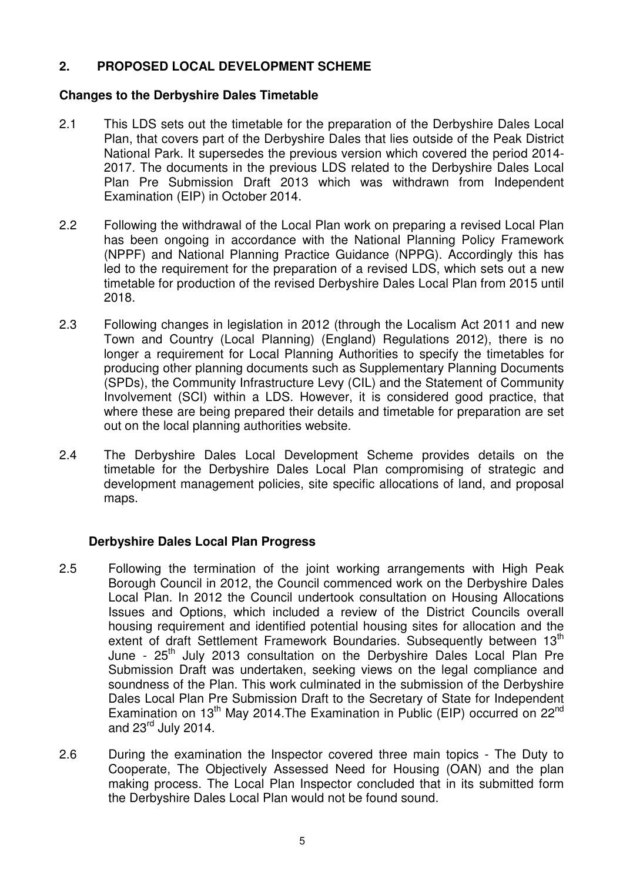## 2. PROPOSED LOCAL DEVELOPMENT SCHEME

### Changes to the Derbyshire Dales Timetable

2.1 This LDS sets out the timetable for the preparation of the Derbyshire Dales Local Plan, that covers part of the Derbyshire Dales that lies outside of the Peak District National Park. It supersedes the previous version which covered the period 2014-2017. The documents in the previous LDS related to the Derbyshire Dales Local Plan Pre Submission Draft 2013 which was withdrawn from Independent Examination (EIP) in October 2014.

2.2 Following the withdrawal of the Local Plan work on preparing a revised Local Plan has been ongoing in accordance with the National Planning Policy Framework (NPPF) and National Planning Practice Guidance (NPPG). Accordingly this has led to the requirement for the preparation of a revised LDS, which sets out a new timetable for production of the revised Derbyshire Dales Local Plan from 2015 until 2018.

2.3 Following changes in legislation in 2012 (through the Localism Act 2011 and new Town and Country (Local Planning) (England) Regulations 2012), there is no longer a requirement for Local Planning Authorities to specify the timetables for producing other planning documents such as Supplementary Planning Documents (SPDs), the Community Infrastructure Levy (CIL) and the Statement of Community Involvement (SCI) within a LDS. However, it is considered good practice, that where these are being prepared their details and timetable for preparation are set out on the local planning authorities website.

2.4 The Derbyshire Dales Local Development Scheme provides details on the timetable for the Derbyshire Dales Local Plan compromising of strategic and development management policies, site specific allocations of land, and proposal maps.

### Derbyshire Dales Local Plan Progress

2.5 Following the termination of the joint working arrangements with High Peak Borough Council in 2012, the Council commenced work on the Derbyshire Dales Local Plan. In 2012 the Council undertook consultation on Housing Allocations Issues and Options, which included a review of the District Councils overall housing requirement and identified potential housing sites for allocation and the extent of draft Settlement Framework Boundaries. Subsequently between 13th June - 25th July 2013 consultation on the Derbyshire Dales Local Plan Pre Submission Draft was undertaken, seeking views on the legal compliance and soundness of the Plan. This work culminated in the submission of the Derbyshire Dales Local Plan Pre Submission Draft to the Secretary of State for Independent Examination on 13th May 2014.The Examination in Public (EIP) occurred on 22nd and 23rd July 2014.

2.6 During the examination the Inspector covered three main topics - The Duty to Cooperate, The Objectively Assessed Need for Housing (OAN) and the plan making process. The Local Plan Inspector concluded that in its submitted form the Derbyshire Dales Local Plan would not be found sound.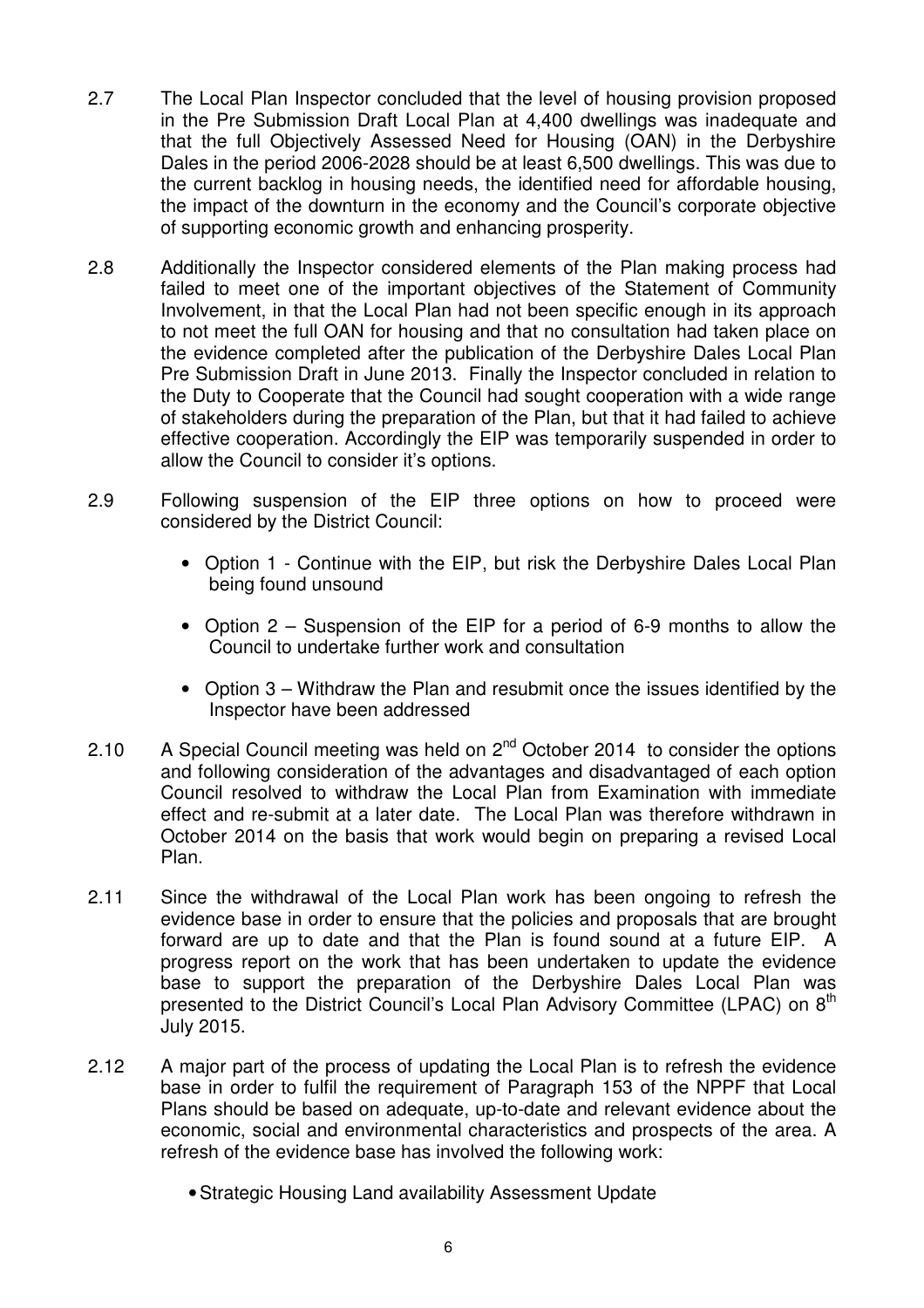2.7 The Local Plan Inspector concluded that the level of housing provision proposed in the Pre Submission Draft Local Plan at 4,400 dwellings was inadequate and that the full Objectively Assessed Need for Housing (OAN) in the Derbyshire Dales in the period 2006-2028 should be at least 6,500 dwellings. This was due to the current backlog in housing needs, the identified need for affordable housing, the impact of the downturn in the economy and the Council's corporate objective of supporting economic growth and enhancing prosperity.

2.8 Additionally the Inspector considered elements of the Plan making process had failed to meet one of the important objectives of the Statement of Community Involvement, in that the Local Plan had not been specific enough in its approach to not meet the full OAN for housing and that no consultation had taken place on the evidence completed after the publication of the Derbyshire Dales Local Plan Pre Submission Draft in June 2013. Finally the Inspector concluded in relation to the Duty to Cooperate that the Council had sought cooperation with a wide range of stakeholders during the preparation of the Plan, but that it had failed to achieve effective cooperation. Accordingly the EIP was temporarily suspended in order to allow the Council to consider it's options.

2.9 Following suspension of the EIP three options on how to proceed were considered by the District Council:

- Option 1 - Continue with the EIP, but risk the Derbyshire Dales Local Plan being found unsound
- Option 2 – Suspension of the EIP for a period of 6-9 months to allow the Council to undertake further work and consultation
- Option 3 – Withdraw the Plan and resubmit once the issues identified by the Inspector have been addressed

2.10 A Special Council meeting was held on 2nd October 2014 to consider the options and following consideration of the advantages and disadvantaged of each option Council resolved to withdraw the Local Plan from Examination with immediate effect and re-submit at a later date. The Local Plan was therefore withdrawn in October 2014 on the basis that work would begin on preparing a revised Local Plan.

2.11 Since the withdrawal of the Local Plan work has been ongoing to refresh the evidence base in order to ensure that the policies and proposals that are brought forward are up to date and that the Plan is found sound at a future EIP. A progress report on the work that has been undertaken to update the evidence base to support the preparation of the Derbyshire Dales Local Plan was presented to the District Council's Local Plan Advisory Committee (LPAC) on 8th July 2015.

2.12 A major part of the process of updating the Local Plan is to refresh the evidence base in order to fulfil the requirement of Paragraph 153 of the NPPF that Local Plans should be based on adequate, up-to-date and relevant evidence about the economic, social and environmental characteristics and prospects of the area. A refresh of the evidence base has involved the following work:

- Strategic Housing Land availability Assessment Update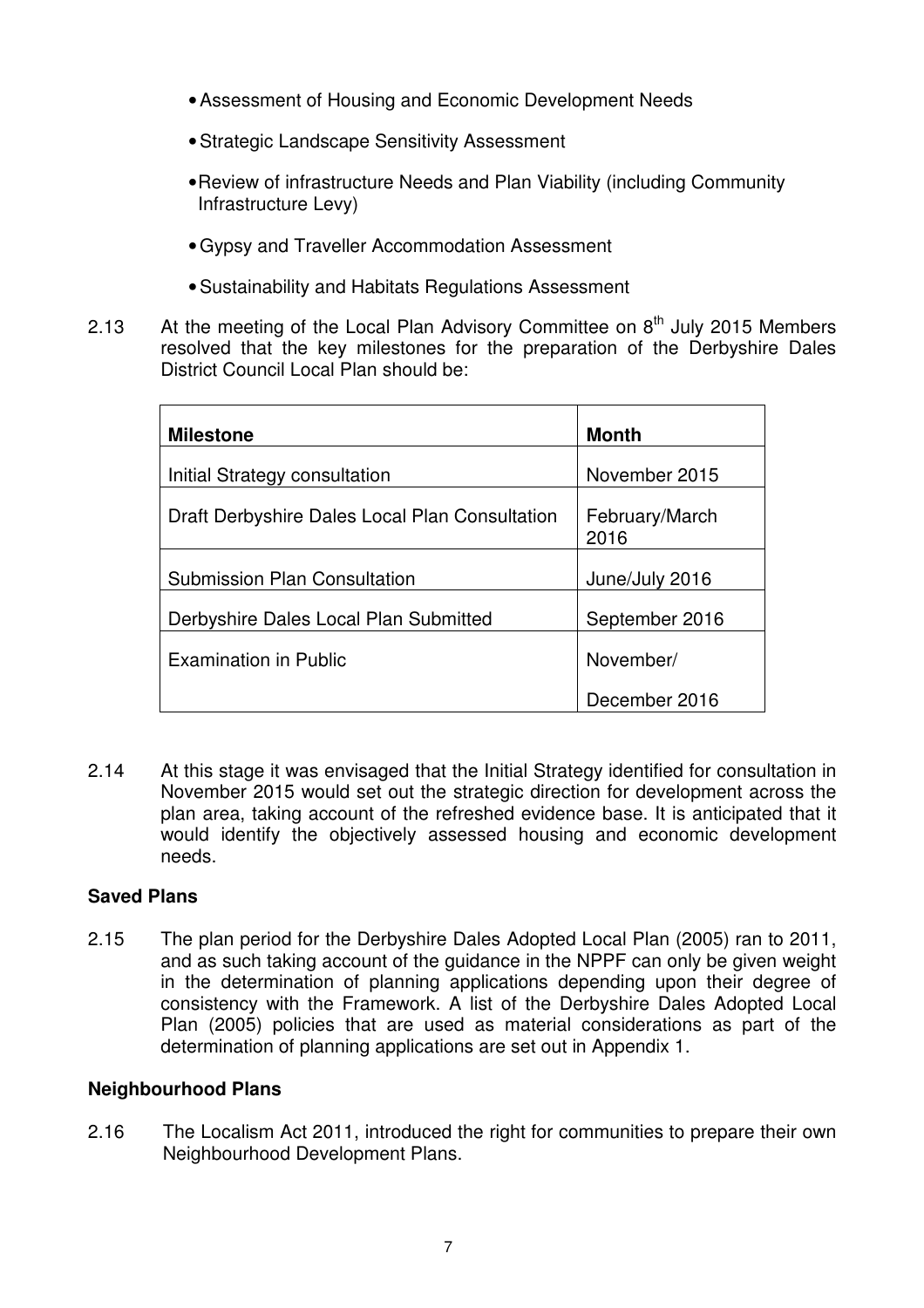- Assessment of Housing and Economic Development Needs
- Strategic Landscape Sensitivity Assessment
- Review of infrastructure Needs and Plan Viability (including Community Infrastructure Levy)
- Gypsy and Traveller Accommodation Assessment
- Sustainability and Habitats Regulations Assessment

2.13 At the meeting of the Local Plan Advisory Committee on 8th July 2015 Members resolved that the key milestones for the preparation of the Derbyshire Dales District Council Local Plan should be:

| **Milestone** | **Month** |
|---|---|
| Initial Strategy consultation | November 2015 |
| Draft Derbyshire Dales Local Plan Consultation | February/March 2016 |
| Submission Plan Consultation | June/July 2016 |
| Derbyshire Dales Local Plan Submitted | September 2016 |
| Examination in Public | November/ December 2016 |

2.14 At this stage it was envisaged that the Initial Strategy identified for consultation in November 2015 would set out the strategic direction for development across the plan area, taking account of the refreshed evidence base. It is anticipated that it would identify the objectively assessed housing and economic development needs.

**Saved Plans**

2.15 The plan period for the Derbyshire Dales Adopted Local Plan (2005) ran to 2011, and as such taking account of the guidance in the NPPF can only be given weight in the determination of planning applications depending upon their degree of consistency with the Framework. A list of the Derbyshire Dales Adopted Local Plan (2005) policies that are used as material considerations as part of the determination of planning applications are set out in Appendix 1.

**Neighbourhood Plans**

2.16 The Localism Act 2011, introduced the right for communities to prepare their own Neighbourhood Development Plans.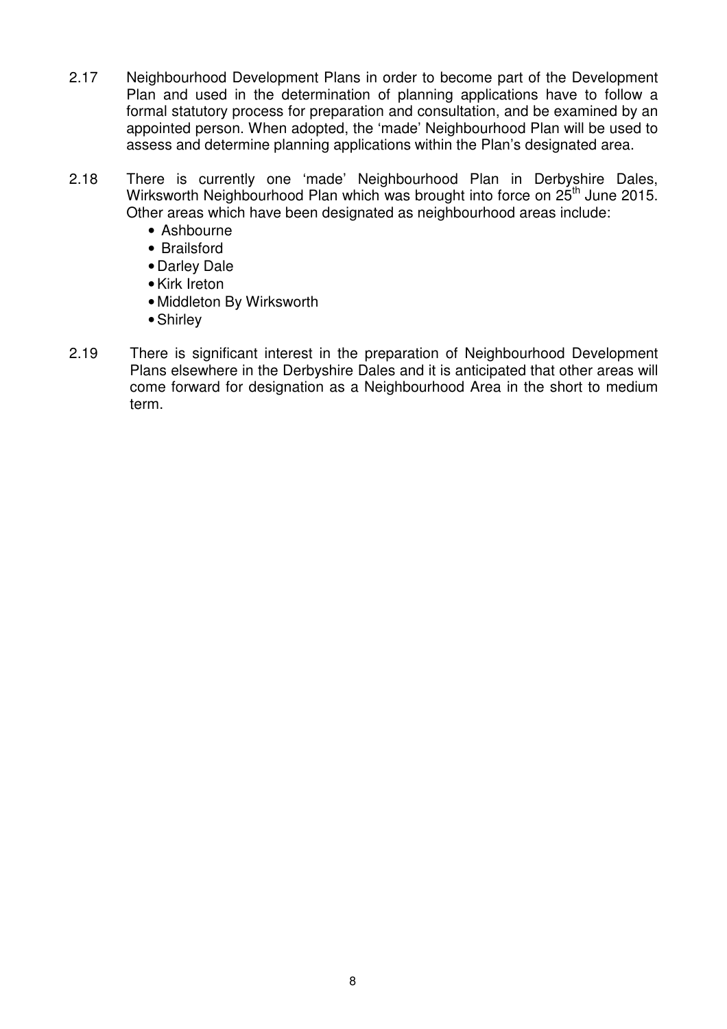2.17 Neighbourhood Development Plans in order to become part of the Development Plan and used in the determination of planning applications have to follow a formal statutory process for preparation and consultation, and be examined by an appointed person. When adopted, the 'made' Neighbourhood Plan will be used to assess and determine planning applications within the Plan's designated area.

2.18 There is currently one 'made' Neighbourhood Plan in Derbyshire Dales, Wirksworth Neighbourhood Plan which was brought into force on 25th June 2015. Other areas which have been designated as neighbourhood areas include:

- Ashbourne
- Brailsford
- Darley Dale
- Kirk Ireton
- Middleton By Wirksworth
- Shirley

2.19 There is significant interest in the preparation of Neighbourhood Development Plans elsewhere in the Derbyshire Dales and it is anticipated that other areas will come forward for designation as a Neighbourhood Area in the short to medium term.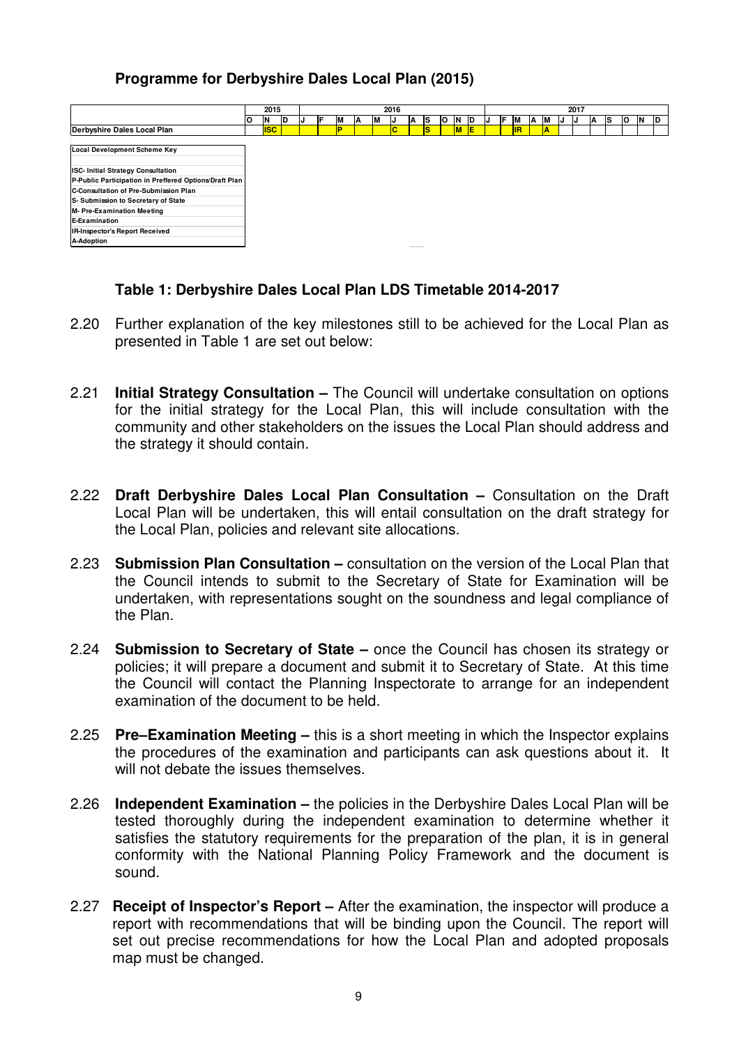## Programme for Derbyshire Dales Local Plan (2015)

| | 2015 | | | 2016 | | | | | | | | | | | 2017 | | | | | | | | | | | |
|---|---|---|---|---|---|---|---|---|---|---|---|---|---|---|---|---|---|---|---|---|---|---|---|---|---|---|
| | O | N | D | J | F | M | A | M | J | A | S | O | N | D | J | F | M | A | M | J | J | A | S | O | N | D |
| **Derbyshire Dales Local Plan** | | ISC | | | | P | | | C | | S | | M | E | | | IR | | A | | | | | | | |

| **Local Development Scheme Key** |
|---|
| ISC- Initial Strategy Consultation |
| P-Public Participation in Preffered Options/Draft Plan |
| C-Consultation of Pre-Submission Plan |
| S- Submission to Secretary of State |
| M- Pre-Examination Meeting |
| E-Examination |
| IR-Inspector's Report Received |
| A-Adoption |

**Table 1: Derbyshire Dales Local Plan LDS Timetable 2014-2017**

2.20 Further explanation of the key milestones still to be achieved for the Local Plan as presented in Table 1 are set out below:

2.21 **Initial Strategy Consultation –** The Council will undertake consultation on options for the initial strategy for the Local Plan, this will include consultation with the community and other stakeholders on the issues the Local Plan should address and the strategy it should contain.

2.22 **Draft Derbyshire Dales Local Plan Consultation –** Consultation on the Draft Local Plan will be undertaken, this will entail consultation on the draft strategy for the Local Plan, policies and relevant site allocations.

2.23 **Submission Plan Consultation –** consultation on the version of the Local Plan that the Council intends to submit to the Secretary of State for Examination will be undertaken, with representations sought on the soundness and legal compliance of the Plan.

2.24 **Submission to Secretary of State –** once the Council has chosen its strategy or policies; it will prepare a document and submit it to Secretary of State. At this time the Council will contact the Planning Inspectorate to arrange for an independent examination of the document to be held.

2.25 **Pre–Examination Meeting –** this is a short meeting in which the Inspector explains the procedures of the examination and participants can ask questions about it. It will not debate the issues themselves.

2.26 **Independent Examination –** the policies in the Derbyshire Dales Local Plan will be tested thoroughly during the independent examination to determine whether it satisfies the statutory requirements for the preparation of the plan, it is in general conformity with the National Planning Policy Framework and the document is sound.

2.27 **Receipt of Inspector's Report –** After the examination, the inspector will produce a report with recommendations that will be binding upon the Council. The report will set out precise recommendations for how the Local Plan and adopted proposals map must be changed.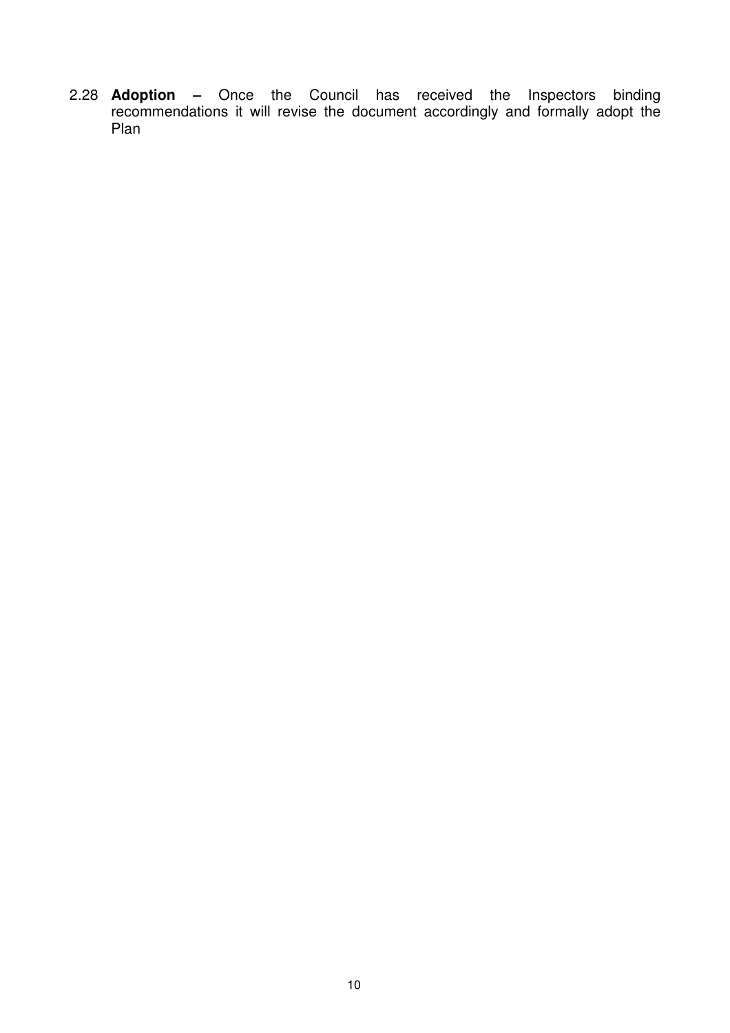2.28 **Adoption –** Once the Council has received the Inspectors binding recommendations it will revise the document accordingly and formally adopt the Plan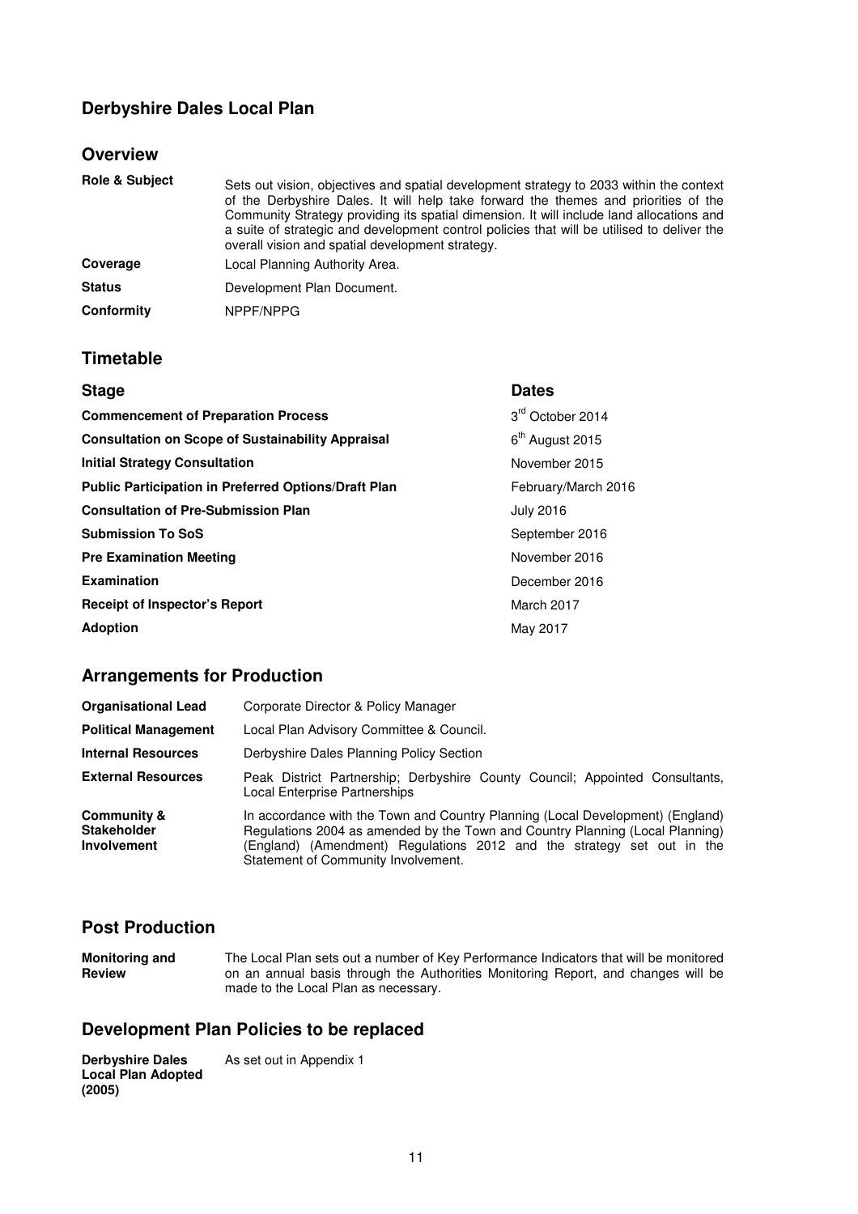## Derbyshire Dales Local Plan

### Overview

| | |
|---|---|
| **Role & Subject** | Sets out vision, objectives and spatial development strategy to 2033 within the context of the Derbyshire Dales. It will help take forward the themes and priorities of the Community Strategy providing its spatial dimension. It will include land allocations and a suite of strategic and development control policies that will be utilised to deliver the overall vision and spatial development strategy. |
| **Coverage** | Local Planning Authority Area. |
| **Status** | Development Plan Document. |
| **Conformity** | NPPF/NPPG |

### Timetable

| Stage | Dates |
|---|---|
| **Commencement of Preparation Process** | 3rd October 2014 |
| **Consultation on Scope of Sustainability Appraisal** | 6th August 2015 |
| **Initial Strategy Consultation** | November 2015 |
| **Public Participation in Preferred Options/Draft Plan** | February/March 2016 |
| **Consultation of Pre-Submission Plan** | July 2016 |
| **Submission To SoS** | September 2016 |
| **Pre Examination Meeting** | November 2016 |
| **Examination** | December 2016 |
| **Receipt of Inspector's Report** | March 2017 |
| **Adoption** | May 2017 |

### Arrangements for Production

| | |
|---|---|
| **Organisational Lead** | Corporate Director & Policy Manager |
| **Political Management** | Local Plan Advisory Committee & Council. |
| **Internal Resources** | Derbyshire Dales Planning Policy Section |
| **External Resources** | Peak District Partnership; Derbyshire County Council; Appointed Consultants, Local Enterprise Partnerships |
| **Community & Stakeholder Involvement** | In accordance with the Town and Country Planning (Local Development) (England) Regulations 2004 as amended by the Town and Country Planning (Local Planning) (England) (Amendment) Regulations 2012 and the strategy set out in the Statement of Community Involvement. |

### Post Production

| | |
|---|---|
| **Monitoring and Review** | The Local Plan sets out a number of Key Performance Indicators that will be monitored on an annual basis through the Authorities Monitoring Report, and changes will be made to the Local Plan as necessary. |

### Development Plan Policies to be replaced

| | |
|---|---|
| **Derbyshire Dales Local Plan Adopted (2005)** | As set out in Appendix 1 |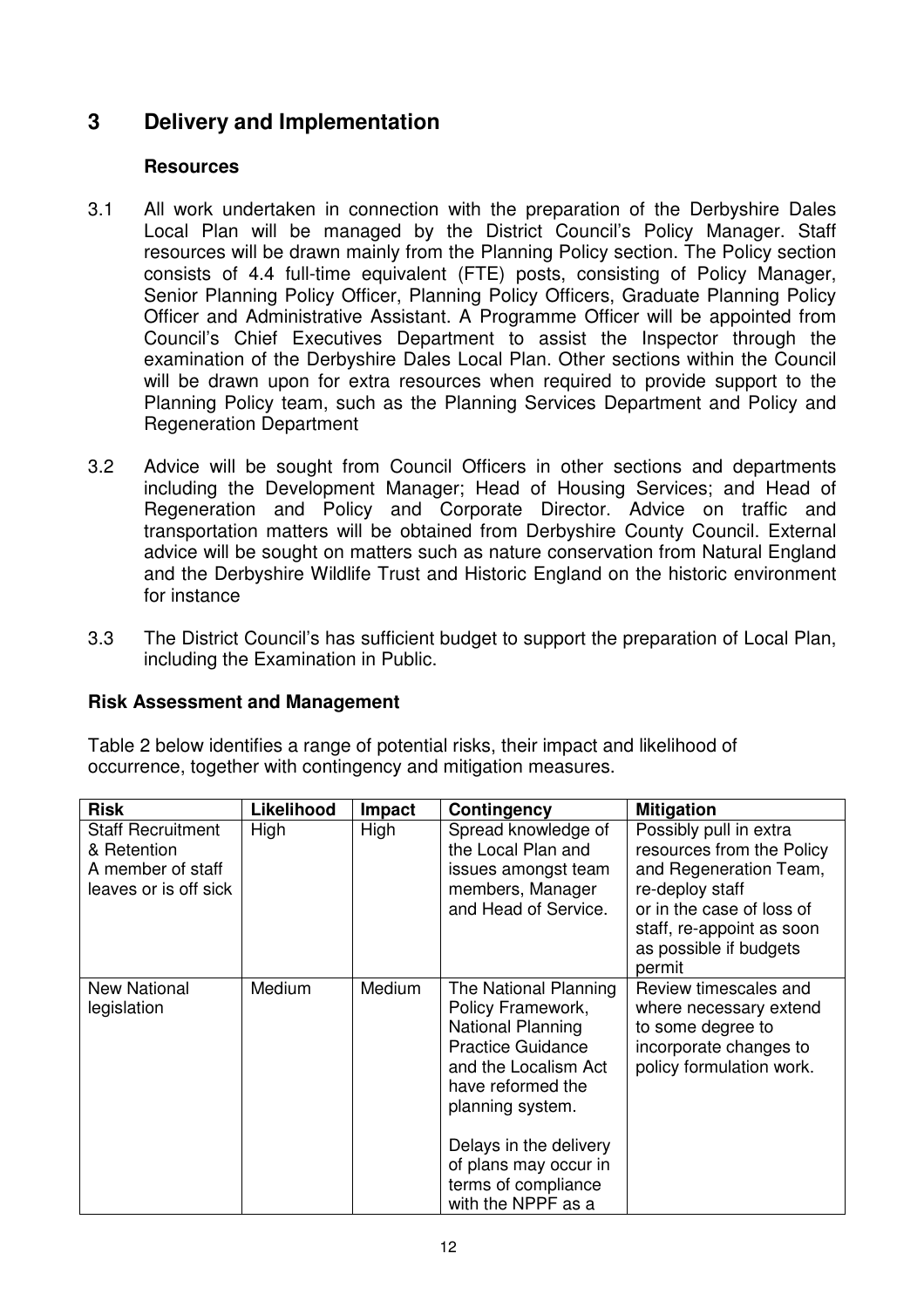# 3 Delivery and Implementation

### Resources

3.1 All work undertaken in connection with the preparation of the Derbyshire Dales Local Plan will be managed by the District Council's Policy Manager. Staff resources will be drawn mainly from the Planning Policy section. The Policy section consists of 4.4 full-time equivalent (FTE) posts, consisting of Policy Manager, Senior Planning Policy Officer, Planning Policy Officers, Graduate Planning Policy Officer and Administrative Assistant. A Programme Officer will be appointed from Council's Chief Executives Department to assist the Inspector through the examination of the Derbyshire Dales Local Plan. Other sections within the Council will be drawn upon for extra resources when required to provide support to the Planning Policy team, such as the Planning Services Department and Policy and Regeneration Department

3.2 Advice will be sought from Council Officers in other sections and departments including the Development Manager; Head of Housing Services; and Head of Regeneration and Policy and Corporate Director. Advice on traffic and transportation matters will be obtained from Derbyshire County Council. External advice will be sought on matters such as nature conservation from Natural England and the Derbyshire Wildlife Trust and Historic England on the historic environment for instance

3.3 The District Council's has sufficient budget to support the preparation of Local Plan, including the Examination in Public.

### Risk Assessment and Management

Table 2 below identifies a range of potential risks, their impact and likelihood of occurrence, together with contingency and mitigation measures.

| Risk | Likelihood | Impact | Contingency | Mitigation |
|---|---|---|---|---|
| Staff Recruitment & Retention A member of staff leaves or is off sick | High | High | Spread knowledge of the Local Plan and issues amongst team members, Manager and Head of Service. | Possibly pull in extra resources from the Policy and Regeneration Team, re-deploy staff or in the case of loss of staff, re-appoint as soon as possible if budgets permit |
| New National legislation | Medium | Medium | The National Planning Policy Framework, National Planning Practice Guidance and the Localism Act have reformed the planning system.<br><br>Delays in the delivery of plans may occur in terms of compliance with the NPPF as a | Review timescales and where necessary extend to some degree to incorporate changes to policy formulation work. |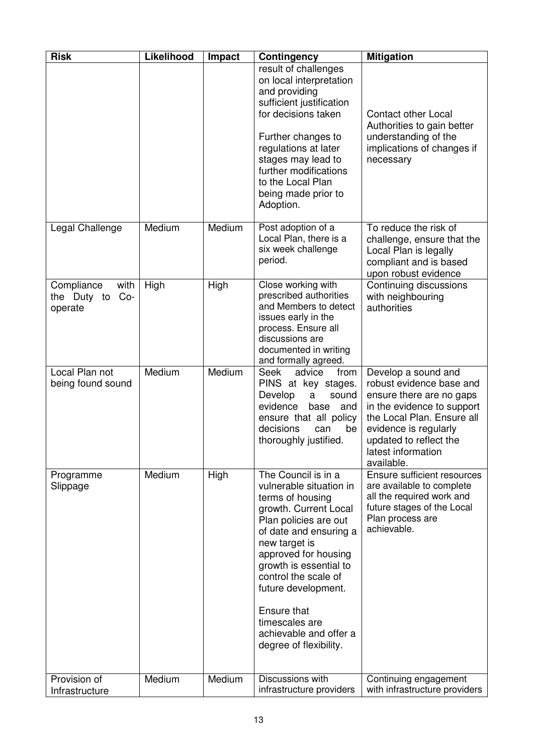| Risk | Likelihood | Impact | Contingency | Mitigation |
|---|---|---|---|---|
| | | | result of challenges on local interpretation and providing sufficient justification for decisions taken<br><br>Further changes to regulations at later stages may lead to further modifications to the Local Plan being made prior to Adoption. | Contact other Local Authorities to gain better understanding of the implications of changes if necessary |
| Legal Challenge | Medium | Medium | Post adoption of a Local Plan, there is a six week challenge period. | To reduce the risk of challenge, ensure that the Local Plan is legally compliant and is based upon robust evidence |
| Compliance with the Duty to Co-operate | High | High | Close working with prescribed authorities and Members to detect issues early in the process. Ensure all discussions are documented in writing and formally agreed. | Continuing discussions with neighbouring authorities |
| Local Plan not being found sound | Medium | Medium | Seek advice from PINS at key stages. Develop a sound evidence base and ensure that all policy decisions can be thoroughly justified. | Develop a sound and robust evidence base and ensure there are no gaps in the evidence to support the Local Plan. Ensure all evidence is regularly updated to reflect the latest information available. |
| Programme Slippage | Medium | High | The Council is in a vulnerable situation in terms of housing growth. Current Local Plan policies are out of date and ensuring a new target is approved for housing growth is essential to control the scale of future development.<br><br>Ensure that timescales are achievable and offer a degree of flexibility. | Ensure sufficient resources are available to complete all the required work and future stages of the Local Plan process are achievable. |
| Provision of Infrastructure | Medium | Medium | Discussions with infrastructure providers | Continuing engagement with infrastructure providers |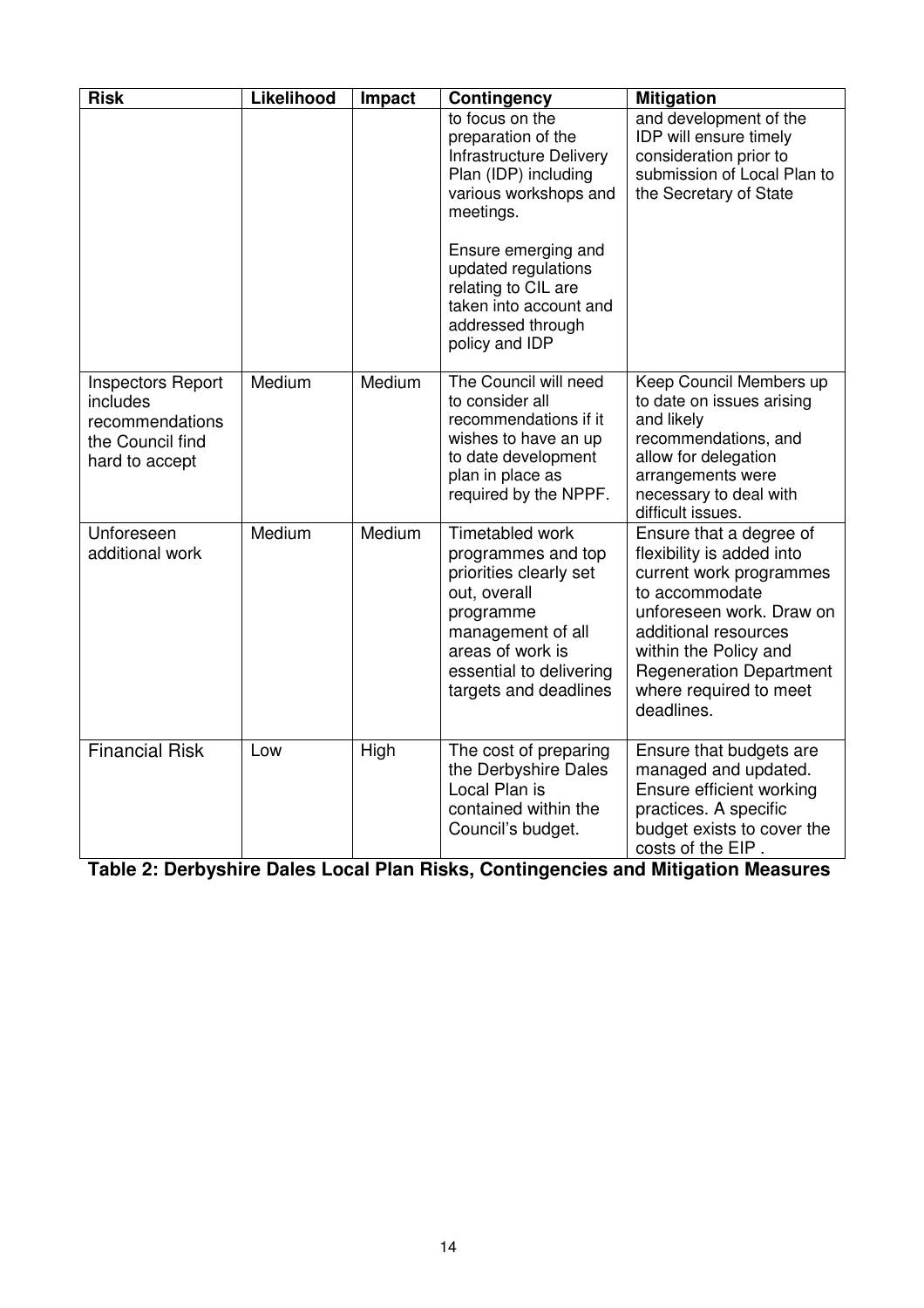| Risk | Likelihood | Impact | Contingency | Mitigation |
|---|---|---|---|---|
| | | | to focus on the preparation of the Infrastructure Delivery Plan (IDP) including various workshops and meetings.<br><br>Ensure emerging and updated regulations relating to CIL are taken into account and addressed through policy and IDP | and development of the IDP will ensure timely consideration prior to submission of Local Plan to the Secretary of State |
| Inspectors Report includes recommendations the Council find hard to accept | Medium | Medium | The Council will need to consider all recommendations if it wishes to have an up to date development plan in place as required by the NPPF. | Keep Council Members up to date on issues arising and likely recommendations, and allow for delegation arrangements were necessary to deal with difficult issues. |
| Unforeseen additional work | Medium | Medium | Timetabled work programmes and top priorities clearly set out, overall programme management of all areas of work is essential to delivering targets and deadlines | Ensure that a degree of flexibility is added into current work programmes to accommodate unforeseen work. Draw on additional resources within the Policy and Regeneration Department where required to meet deadlines. |
| Financial Risk | Low | High | The cost of preparing the Derbyshire Dales Local Plan is contained within the Council's budget. | Ensure that budgets are managed and updated. Ensure efficient working practices. A specific budget exists to cover the costs of the EIP . |

**Table 2: Derbyshire Dales Local Plan Risks, Contingencies and Mitigation Measures**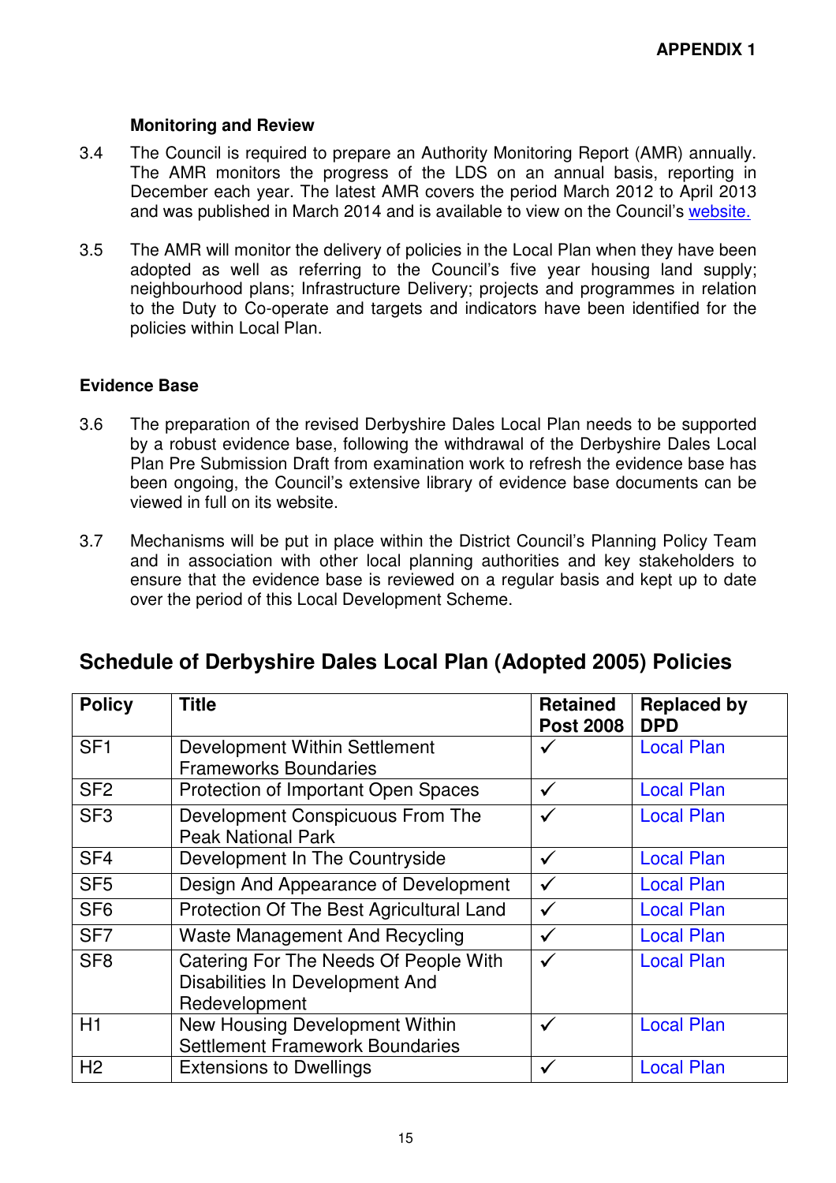**APPENDIX 1**

### Monitoring and Review

3.4 The Council is required to prepare an Authority Monitoring Report (AMR) annually. The AMR monitors the progress of the LDS on an annual basis, reporting in December each year. The latest AMR covers the period March 2012 to April 2013 and was published in March 2014 and is available to view on the Council's website.

3.5 The AMR will monitor the delivery of policies in the Local Plan when they have been adopted as well as referring to the Council's five year housing land supply; neighbourhood plans; Infrastructure Delivery; projects and programmes in relation to the Duty to Co-operate and targets and indicators have been identified for the policies within Local Plan.

### Evidence Base

3.6 The preparation of the revised Derbyshire Dales Local Plan needs to be supported by a robust evidence base, following the withdrawal of the Derbyshire Dales Local Plan Pre Submission Draft from examination work to refresh the evidence base has been ongoing, the Council's extensive library of evidence base documents can be viewed in full on its website.

3.7 Mechanisms will be put in place within the District Council's Planning Policy Team and in association with other local planning authorities and key stakeholders to ensure that the evidence base is reviewed on a regular basis and kept up to date over the period of this Local Development Scheme.

## Schedule of Derbyshire Dales Local Plan (Adopted 2005) Policies

| Policy | Title | Retained Post 2008 | Replaced by DPD |
|---|---|---|---|
| SF1 | Development Within Settlement Frameworks Boundaries | ✓ | Local Plan |
| SF2 | Protection of Important Open Spaces | ✓ | Local Plan |
| SF3 | Development Conspicuous From The Peak National Park | ✓ | Local Plan |
| SF4 | Development In The Countryside | ✓ | Local Plan |
| SF5 | Design And Appearance of Development | ✓ | Local Plan |
| SF6 | Protection Of The Best Agricultural Land | ✓ | Local Plan |
| SF7 | Waste Management And Recycling | ✓ | Local Plan |
| SF8 | Catering For The Needs Of People With Disabilities In Development And Redevelopment | ✓ | Local Plan |
| H1 | New Housing Development Within Settlement Framework Boundaries | ✓ | Local Plan |
| H2 | Extensions to Dwellings | ✓ | Local Plan |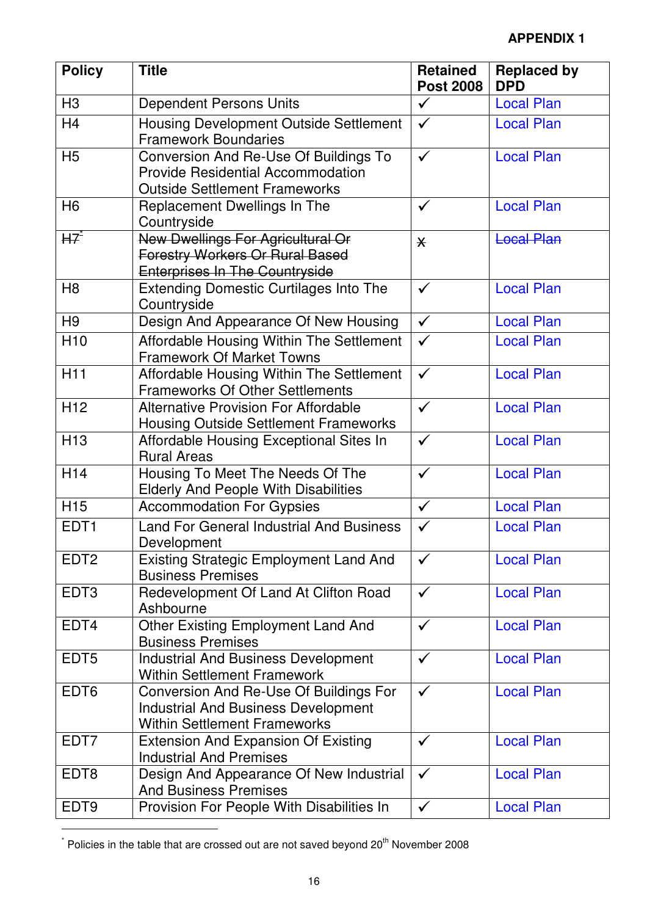**APPENDIX 1**

| Policy | Title | Retained Post 2008 | Replaced by DPD |
|---|---|---|---|
| H3 | Dependent Persons Units | ✓ | Local Plan |
| H4 | Housing Development Outside Settlement Framework Boundaries | ✓ | Local Plan |
| H5 | Conversion And Re-Use Of Buildings To Provide Residential Accommodation Outside Settlement Frameworks | ✓ | Local Plan |
| H6 | Replacement Dwellings In The Countryside | ✓ | Local Plan |
| ~~H7~~[*] | ~~New Dwellings For Agricultural Or Forestry Workers Or Rural Based Enterprises In The Countryside~~ | x | ~~Local Plan~~ |
| H8 | Extending Domestic Curtilages Into The Countryside | ✓ | Local Plan |
| H9 | Design And Appearance Of New Housing | ✓ | Local Plan |
| H10 | Affordable Housing Within The Settlement Framework Of Market Towns | ✓ | Local Plan |
| H11 | Affordable Housing Within The Settlement Frameworks Of Other Settlements | ✓ | Local Plan |
| H12 | Alternative Provision For Affordable Housing Outside Settlement Frameworks | ✓ | Local Plan |
| H13 | Affordable Housing Exceptional Sites In Rural Areas | ✓ | Local Plan |
| H14 | Housing To Meet The Needs Of The Elderly And People With Disabilities | ✓ | Local Plan |
| H15 | Accommodation For Gypsies | ✓ | Local Plan |
| EDT1 | Land For General Industrial And Business Development | ✓ | Local Plan |
| EDT2 | Existing Strategic Employment Land And Business Premises | ✓ | Local Plan |
| EDT3 | Redevelopment Of Land At Clifton Road Ashbourne | ✓ | Local Plan |
| EDT4 | Other Existing Employment Land And Business Premises | ✓ | Local Plan |
| EDT5 | Industrial And Business Development Within Settlement Framework | ✓ | Local Plan |
| EDT6 | Conversion And Re-Use Of Buildings For Industrial And Business Development Within Settlement Frameworks | ✓ | Local Plan |
| EDT7 | Extension And Expansion Of Existing Industrial And Premises | ✓ | Local Plan |
| EDT8 | Design And Appearance Of New Industrial And Business Premises | ✓ | Local Plan |
| EDT9 | Provision For People With Disabilities In | ✓ | Local Plan |

[*] Policies in the table that are crossed out are not saved beyond 20th November 2008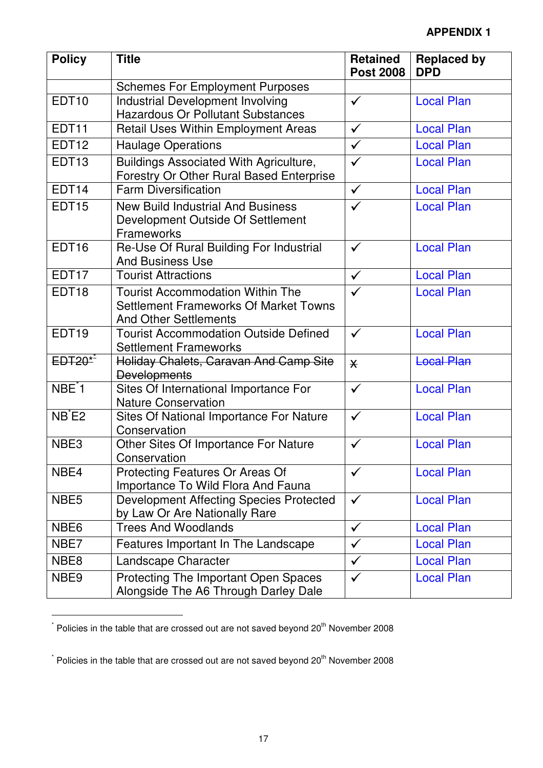**APPENDIX 1**

| Policy | Title | Retained Post 2008 | Replaced by DPD |
| --- | --- | --- | --- |
| | Schemes For Employment Purposes | | |
| EDT10 | Industrial Development Involving Hazardous Or Pollutant Substances | ✓ | Local Plan |
| EDT11 | Retail Uses Within Employment Areas | ✓ | Local Plan |
| EDT12 | Haulage Operations | ✓ | Local Plan |
| EDT13 | Buildings Associated With Agriculture, Forestry Or Other Rural Based Enterprise | ✓ | Local Plan |
| EDT14 | Farm Diversification | ✓ | Local Plan |
| EDT15 | New Build Industrial And Business Development Outside Of Settlement Frameworks | ✓ | Local Plan |
| EDT16 | Re-Use Of Rural Building For Industrial And Business Use | ✓ | Local Plan |
| EDT17 | Tourist Attractions | ✓ | Local Plan |
| EDT18 | Tourist Accommodation Within The Settlement Frameworks Of Market Towns And Other Settlements | ✓ | Local Plan |
| EDT19 | Tourist Accommodation Outside Defined Settlement Frameworks | ✓ | Local Plan |
| ~~EDT20~~*[*] | ~~Holiday Chalets, Caravan And Camp Site Developments~~ | ✗ | ~~Local Plan~~ |
| NBE[*]1 | Sites Of International Importance For Nature Conservation | ✓ | Local Plan |
| NB[*]E2 | Sites Of National Importance For Nature Conservation | ✓ | Local Plan |
| NBE3 | Other Sites Of Importance For Nature Conservation | ✓ | Local Plan |
| NBE4 | Protecting Features Or Areas Of Importance To Wild Flora And Fauna | ✓ | Local Plan |
| NBE5 | Development Affecting Species Protected by Law Or Are Nationally Rare | ✓ | Local Plan |
| NBE6 | Trees And Woodlands | ✓ | Local Plan |
| NBE7 | Features Important In The Landscape | ✓ | Local Plan |
| NBE8 | Landscape Character | ✓ | Local Plan |
| NBE9 | Protecting The Important Open Spaces Alongside The A6 Through Darley Dale | ✓ | Local Plan |

[*] Policies in the table that are crossed out are not saved beyond 20th November 2008

[*] Policies in the table that are crossed out are not saved beyond 20th November 2008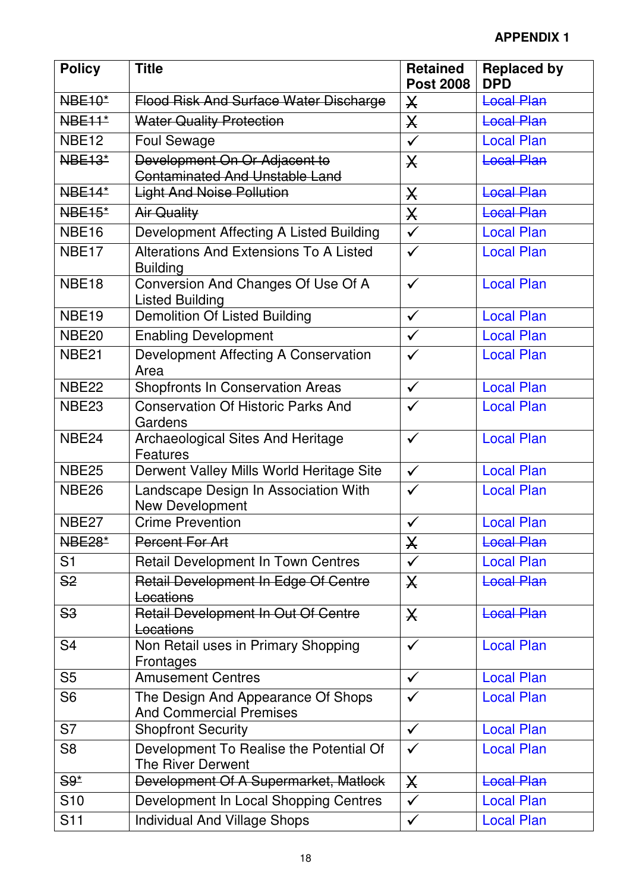**APPENDIX 1**

| Policy | Title | Retained Post 2008 | Replaced by DPD |
|---|---|---|---|
| ~~NBE10*~~ | ~~Flood Risk And Surface Water Discharge~~ | X | ~~Local Plan~~ |
| ~~NBE11*~~ | ~~Water Quality Protection~~ | X | ~~Local Plan~~ |
| NBE12 | Foul Sewage | ✓ | Local Plan |
| ~~NBE13*~~ | ~~Development On Or Adjacent to Contaminated And Unstable Land~~ | X | ~~Local Plan~~ |
| ~~NBE14*~~ | ~~Light And Noise Pollution~~ | X | ~~Local Plan~~ |
| ~~NBE15*~~ | ~~Air Quality~~ | X | ~~Local Plan~~ |
| NBE16 | Development Affecting A Listed Building | ✓ | Local Plan |
| NBE17 | Alterations And Extensions To A Listed Building | ✓ | Local Plan |
| NBE18 | Conversion And Changes Of Use Of A Listed Building | ✓ | Local Plan |
| NBE19 | Demolition Of Listed Building | ✓ | Local Plan |
| NBE20 | Enabling Development | ✓ | Local Plan |
| NBE21 | Development Affecting A Conservation Area | ✓ | Local Plan |
| NBE22 | Shopfronts In Conservation Areas | ✓ | Local Plan |
| NBE23 | Conservation Of Historic Parks And Gardens | ✓ | Local Plan |
| NBE24 | Archaeological Sites And Heritage Features | ✓ | Local Plan |
| NBE25 | Derwent Valley Mills World Heritage Site | ✓ | Local Plan |
| NBE26 | Landscape Design In Association With New Development | ✓ | Local Plan |
| NBE27 | Crime Prevention | ✓ | Local Plan |
| ~~NBE28*~~ | ~~Percent For Art~~ | X | ~~Local Plan~~ |
| S1 | Retail Development In Town Centres | ✓ | Local Plan |
| ~~S2~~ | ~~Retail Development In Edge Of Centre Locations~~ | X | ~~Local Plan~~ |
| ~~S3~~ | ~~Retail Development In Out Of Centre Locations~~ | X | ~~Local Plan~~ |
| S4 | Non Retail uses in Primary Shopping Frontages | ✓ | Local Plan |
| S5 | Amusement Centres | ✓ | Local Plan |
| S6 | The Design And Appearance Of Shops And Commercial Premises | ✓ | Local Plan |
| S7 | Shopfront Security | ✓ | Local Plan |
| S8 | Development To Realise the Potential Of The River Derwent | ✓ | Local Plan |
| ~~S9*~~ | ~~Development Of A Supermarket, Matlock~~ | X | ~~Local Plan~~ |
| S10 | Development In Local Shopping Centres | ✓ | Local Plan |
| S11 | Individual And Village Shops | ✓ | Local Plan |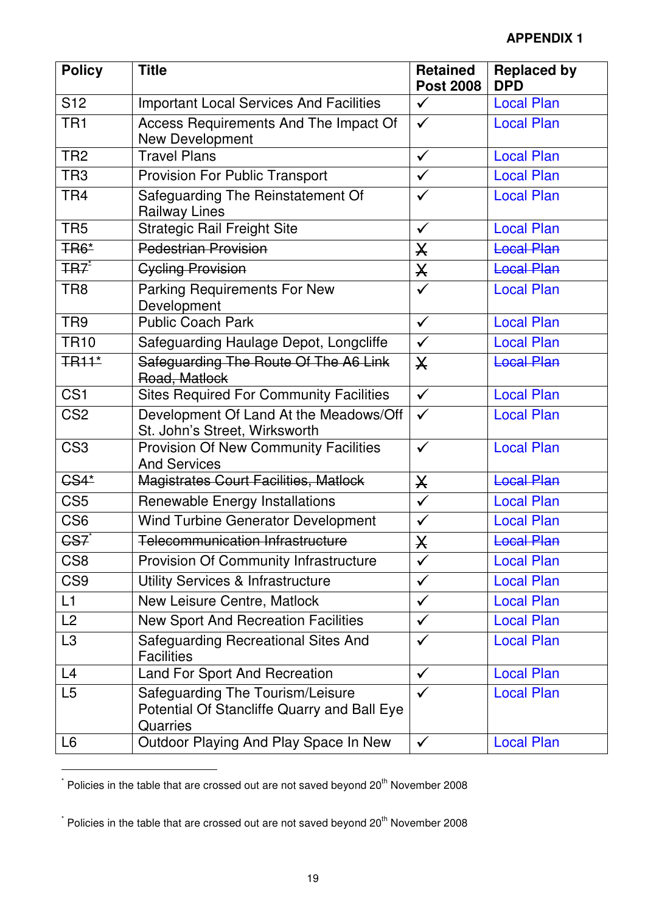**APPENDIX 1**

| Policy | Title | Retained Post 2008 | Replaced by DPD |
|---|---|---|---|
| S12 | Important Local Services And Facilities | ✓ | Local Plan |
| TR1 | Access Requirements And The Impact Of New Development | ✓ | Local Plan |
| TR2 | Travel Plans | ✓ | Local Plan |
| TR3 | Provision For Public Transport | ✓ | Local Plan |
| TR4 | Safeguarding The Reinstatement Of Railway Lines | ✓ | Local Plan |
| TR5 | Strategic Rail Freight Site | ✓ | Local Plan |
| ~~TR6*~~ | ~~Pedestrian Provision~~ | ✗ | ~~Local Plan~~ |
| ~~TR7*~~ | ~~Cycling Provision~~ | ✗ | ~~Local Plan~~ |
| TR8 | Parking Requirements For New Development | ✓ | Local Plan |
| TR9 | Public Coach Park | ✓ | Local Plan |
| TR10 | Safeguarding Haulage Depot, Longcliffe | ✓ | Local Plan |
| ~~TR11*~~ | ~~Safeguarding The Route Of The A6 Link Road, Matlock~~ | ✗ | ~~Local Plan~~ |
| CS1 | Sites Required For Community Facilities | ✓ | Local Plan |
| CS2 | Development Of Land At the Meadows/Off St. John's Street, Wirksworth | ✓ | Local Plan |
| CS3 | Provision Of New Community Facilities And Services | ✓ | Local Plan |
| ~~CS4*~~ | ~~Magistrates Court Facilities, Matlock~~ | ✗ | ~~Local Plan~~ |
| CS5 | Renewable Energy Installations | ✓ | Local Plan |
| CS6 | Wind Turbine Generator Development | ✓ | Local Plan |
| ~~CS7*~~ | ~~Telecommunication Infrastructure~~ | ✗ | ~~Local Plan~~ |
| CS8 | Provision Of Community Infrastructure | ✓ | Local Plan |
| CS9 | Utility Services & Infrastructure | ✓ | Local Plan |
| L1 | New Leisure Centre, Matlock | ✓ | Local Plan |
| L2 | New Sport And Recreation Facilities | ✓ | Local Plan |
| L3 | Safeguarding Recreational Sites And Facilities | ✓ | Local Plan |
| L4 | Land For Sport And Recreation | ✓ | Local Plan |
| L5 | Safeguarding The Tourism/Leisure Potential Of Stancliffe Quarry and Ball Eye Quarries | ✓ | Local Plan |
| L6 | Outdoor Playing And Play Space In New | ✓ | Local Plan |

* Policies in the table that are crossed out are not saved beyond 20th November 2008

* Policies in the table that are crossed out are not saved beyond 20th November 2008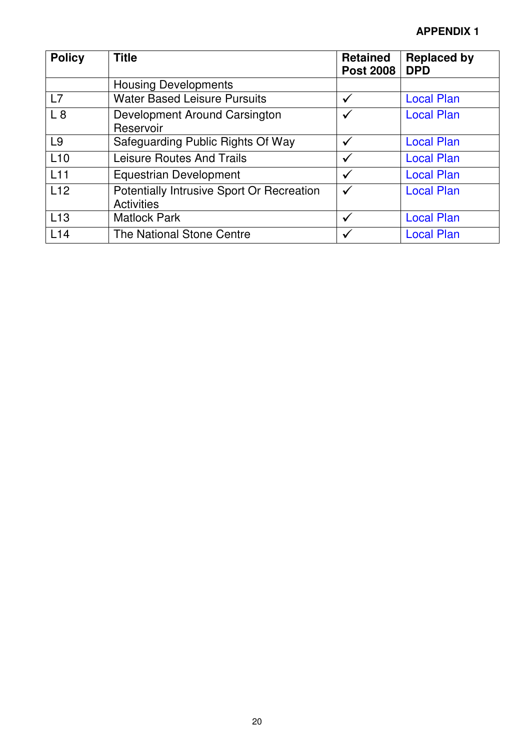**APPENDIX 1**

| Policy | Title | Retained Post 2008 | Replaced by DPD |
|---|---|---|---|
| | Housing Developments | | |
| L7 | Water Based Leisure Pursuits | ✓ | Local Plan |
| L 8 | Development Around Carsington Reservoir | ✓ | Local Plan |
| L9 | Safeguarding Public Rights Of Way | ✓ | Local Plan |
| L10 | Leisure Routes And Trails | ✓ | Local Plan |
| L11 | Equestrian Development | ✓ | Local Plan |
| L12 | Potentially Intrusive Sport Or Recreation Activities | ✓ | Local Plan |
| L13 | Matlock Park | ✓ | Local Plan |
| L14 | The National Stone Centre | ✓ | Local Plan |